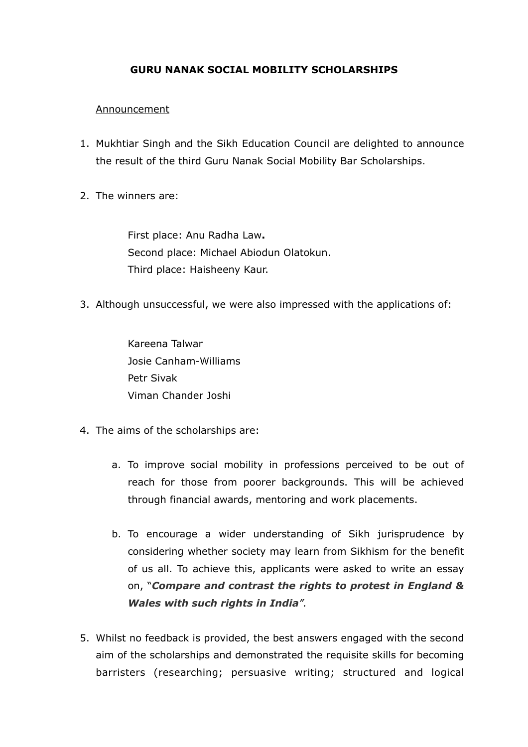# GURU NANAK SOCIAL MOBILITY SCHOLARSHIPS

<u>Announcement</u>

1. Mukhtiar Singh and the Sikh Education Council are delighted to announce the result of the third Guru Nanak Social Mobility Bar Scholarships.

2. The winners are:

   First place: Anu Radha Law**.**
   Second place: Michael Abiodun Olatokun.
   Third place: Haisheeny Kaur.

3. Although unsuccessful, we were also impressed with the applications of:

   Kareena Talwar
   Josie Canham-Williams
   Petr Sivak
   Viman Chander Joshi

4. The aims of the scholarships are:

   a. To improve social mobility in professions perceived to be out of reach for those from poorer backgrounds. This will be achieved through financial awards, mentoring and work placements.

   b. To encourage a wider understanding of Sikh jurisprudence by considering whether society may learn from Sikhism for the benefit of us all. To achieve this, applicants were asked to write an essay on, "***Compare and contrast the rights to protest in England & Wales with such rights in India***".

5. Whilst no feedback is provided, the best answers engaged with the second aim of the scholarships and demonstrated the requisite skills for becoming barristers (researching; persuasive writing; structured and logical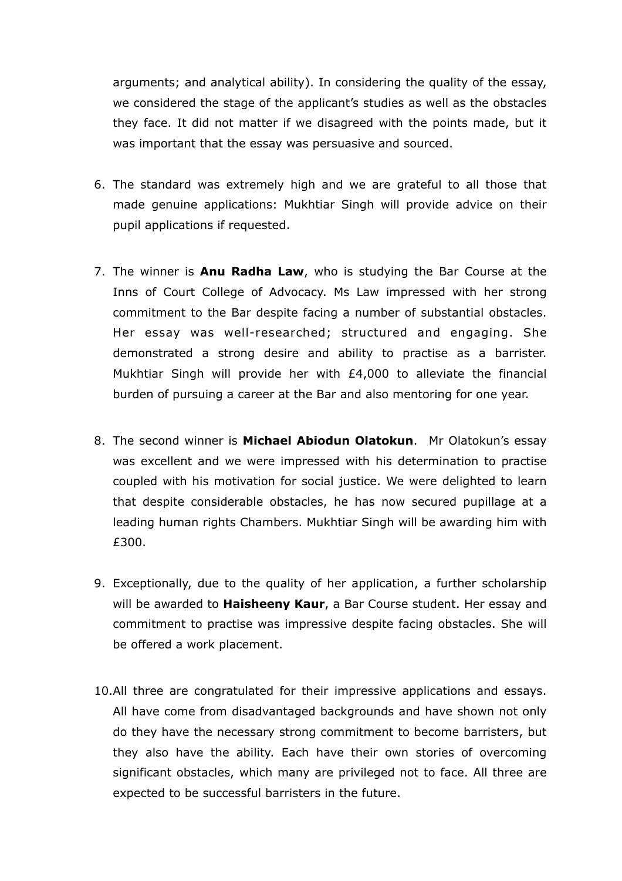arguments; and analytical ability). In considering the quality of the essay, we considered the stage of the applicant's studies as well as the obstacles they face. It did not matter if we disagreed with the points made, but it was important that the essay was persuasive and sourced.

6. The standard was extremely high and we are grateful to all those that made genuine applications: Mukhtiar Singh will provide advice on their pupil applications if requested.

7. The winner is **Anu Radha Law**, who is studying the Bar Course at the Inns of Court College of Advocacy. Ms Law impressed with her strong commitment to the Bar despite facing a number of substantial obstacles. Her essay was well-researched; structured and engaging. She demonstrated a strong desire and ability to practise as a barrister. Mukhtiar Singh will provide her with £4,000 to alleviate the financial burden of pursuing a career at the Bar and also mentoring for one year.

8. The second winner is **Michael Abiodun Olatokun**. Mr Olatokun's essay was excellent and we were impressed with his determination to practise coupled with his motivation for social justice. We were delighted to learn that despite considerable obstacles, he has now secured pupillage at a leading human rights Chambers. Mukhtiar Singh will be awarding him with £300.

9. Exceptionally, due to the quality of her application, a further scholarship will be awarded to **Haisheeny Kaur**, a Bar Course student. Her essay and commitment to practise was impressive despite facing obstacles. She will be offered a work placement.

10. All three are congratulated for their impressive applications and essays. All have come from disadvantaged backgrounds and have shown not only do they have the necessary strong commitment to become barristers, but they also have the ability. Each have their own stories of overcoming significant obstacles, which many are privileged not to face. All three are expected to be successful barristers in the future.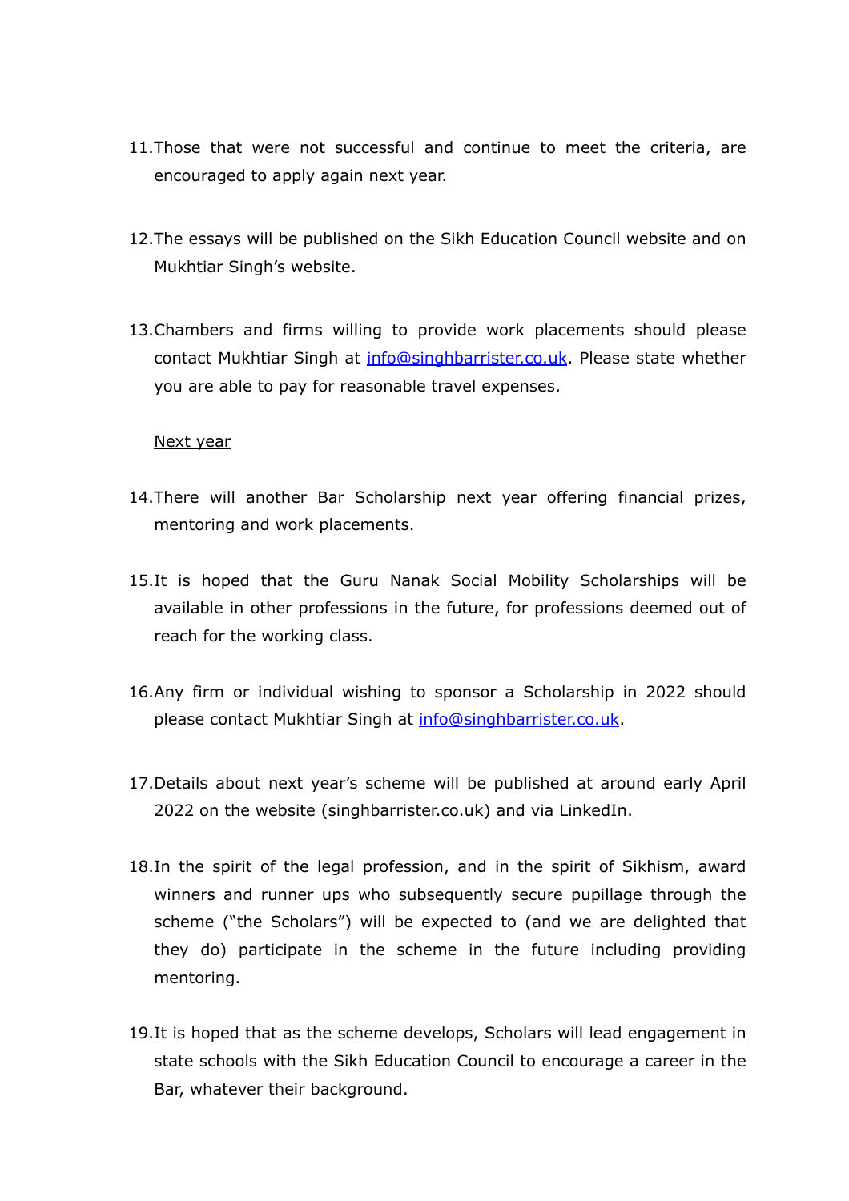11. Those that were not successful and continue to meet the criteria, are encouraged to apply again next year.

12. The essays will be published on the Sikh Education Council website and on Mukhtiar Singh's website.

13. Chambers and firms willing to provide work placements should please contact Mukhtiar Singh at info@singhbarrister.co.uk. Please state whether you are able to pay for reasonable travel expenses.

<u>Next year</u>

14. There will another Bar Scholarship next year offering financial prizes, mentoring and work placements.

15. It is hoped that the Guru Nanak Social Mobility Scholarships will be available in other professions in the future, for professions deemed out of reach for the working class.

16. Any firm or individual wishing to sponsor a Scholarship in 2022 should please contact Mukhtiar Singh at info@singhbarrister.co.uk.

17. Details about next year's scheme will be published at around early April 2022 on the website (singhbarrister.co.uk) and via LinkedIn.

18. In the spirit of the legal profession, and in the spirit of Sikhism, award winners and runner ups who subsequently secure pupillage through the scheme ("the Scholars") will be expected to (and we are delighted that they do) participate in the scheme in the future including providing mentoring.

19. It is hoped that as the scheme develops, Scholars will lead engagement in state schools with the Sikh Education Council to encourage a career in the Bar, whatever their background.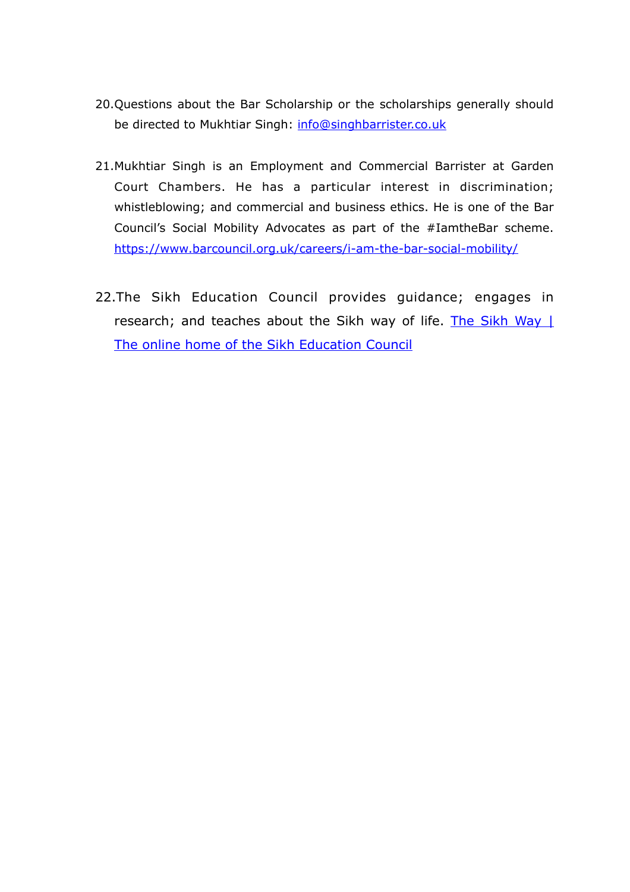20. Questions about the Bar Scholarship or the scholarships generally should be directed to Mukhtiar Singh: [info@singhbarrister.co.uk](mailto:info@singhbarrister.co.uk)

21. Mukhtiar Singh is an Employment and Commercial Barrister at Garden Court Chambers. He has a particular interest in discrimination; whistleblowing; and commercial and business ethics. He is one of the Bar Council's Social Mobility Advocates as part of the #IamtheBar scheme. [https://www.barcouncil.org.uk/careers/i-am-the-bar-social-mobility/](https://www.barcouncil.org.uk/careers/i-am-the-bar-social-mobility/)

22. The Sikh Education Council provides guidance; engages in research; and teaches about the Sikh way of life. The Sikh Way | The online home of the Sikh Education Council